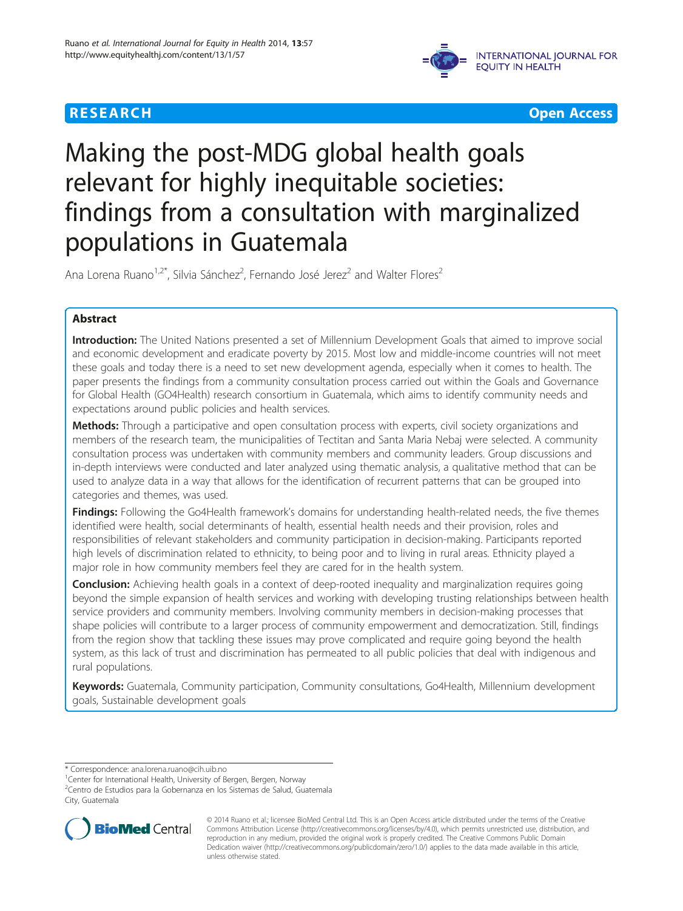**RESEARCH** **Open Access**

# Making the post-MDG global health goals relevant for highly inequitable societies: findings from a consultation with marginalized populations in Guatemala

Ana Lorena Ruano[1,2*], Silvia Sánchez[2], Fernando José Jerez[2] and Walter Flores[2]

## Abstract

**Introduction:** The United Nations presented a set of Millennium Development Goals that aimed to improve social and economic development and eradicate poverty by 2015. Most low and middle-income countries will not meet these goals and today there is a need to set new development agenda, especially when it comes to health. The paper presents the findings from a community consultation process carried out within the Goals and Governance for Global Health (GO4Health) research consortium in Guatemala, which aims to identify community needs and expectations around public policies and health services.

**Methods:** Through a participative and open consultation process with experts, civil society organizations and members of the research team, the municipalities of Tectitan and Santa Maria Nebaj were selected. A community consultation process was undertaken with community members and community leaders. Group discussions and in-depth interviews were conducted and later analyzed using thematic analysis, a qualitative method that can be used to analyze data in a way that allows for the identification of recurrent patterns that can be grouped into categories and themes, was used.

**Findings:** Following the Go4Health framework's domains for understanding health-related needs, the five themes identified were health, social determinants of health, essential health needs and their provision, roles and responsibilities of relevant stakeholders and community participation in decision-making. Participants reported high levels of discrimination related to ethnicity, to being poor and to living in rural areas. Ethnicity played a major role in how community members feel they are cared for in the health system.

**Conclusion:** Achieving health goals in a context of deep-rooted inequality and marginalization requires going beyond the simple expansion of health services and working with developing trusting relationships between health service providers and community members. Involving community members in decision-making processes that shape policies will contribute to a larger process of community empowerment and democratization. Still, findings from the region show that tackling these issues may prove complicated and require going beyond the health system, as this lack of trust and discrimination has permeated to all public policies that deal with indigenous and rural populations.

**Keywords:** Guatemala, Community participation, Community consultations, Go4Health, Millennium development goals, Sustainable development goals

---

* Correspondence: ana.lorena.ruano@cih.uib.no
[1]Center for International Health, University of Bergen, Bergen, Norway
[2]Centro de Estudios para la Gobernanza en los Sistemas de Salud, Guatemala City, Guatemala

© 2014 Ruano et al.; licensee BioMed Central Ltd. This is an Open Access article distributed under the terms of the Creative Commons Attribution License (http://creativecommons.org/licenses/by/4.0), which permits unrestricted use, distribution, and reproduction in any medium, provided the original work is properly credited. The Creative Commons Public Domain Dedication waiver (http://creativecommons.org/publicdomain/zero/1.0/) applies to the data made available in this article, unless otherwise stated.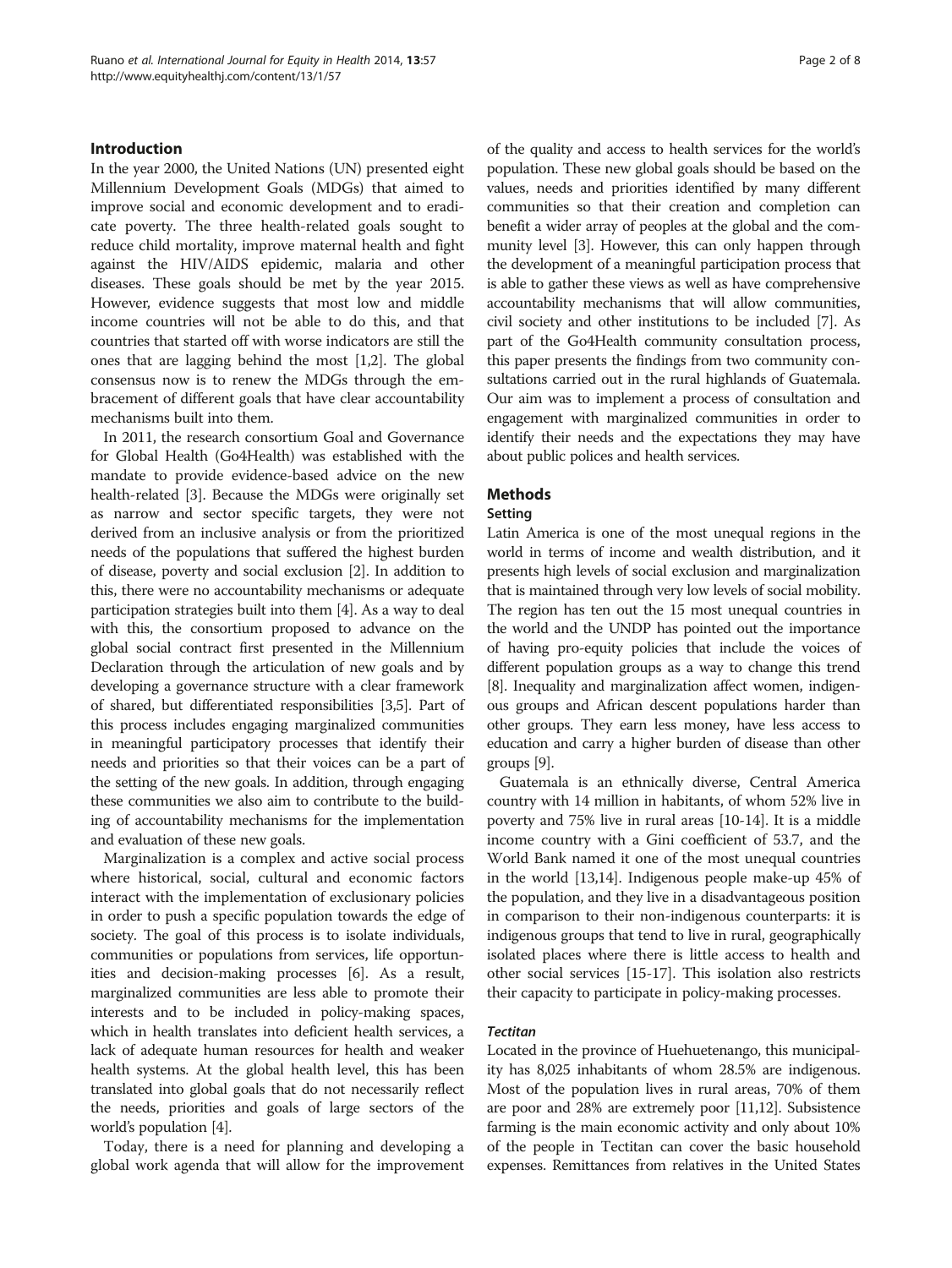## Introduction

In the year 2000, the United Nations (UN) presented eight Millennium Development Goals (MDGs) that aimed to improve social and economic development and to eradicate poverty. The three health-related goals sought to reduce child mortality, improve maternal health and fight against the HIV/AIDS epidemic, malaria and other diseases. These goals should be met by the year 2015. However, evidence suggests that most low and middle income countries will not be able to do this, and that countries that started off with worse indicators are still the ones that are lagging behind the most [1,2]. The global consensus now is to renew the MDGs through the embracement of different goals that have clear accountability mechanisms built into them.

In 2011, the research consortium Goal and Governance for Global Health (Go4Health) was established with the mandate to provide evidence-based advice on the new health-related [3]. Because the MDGs were originally set as narrow and sector specific targets, they were not derived from an inclusive analysis or from the prioritized needs of the populations that suffered the highest burden of disease, poverty and social exclusion [2]. In addition to this, there were no accountability mechanisms or adequate participation strategies built into them [4]. As a way to deal with this, the consortium proposed to advance on the global social contract first presented in the Millennium Declaration through the articulation of new goals and by developing a governance structure with a clear framework of shared, but differentiated responsibilities [3,5]. Part of this process includes engaging marginalized communities in meaningful participatory processes that identify their needs and priorities so that their voices can be a part of the setting of the new goals. In addition, through engaging these communities we also aim to contribute to the building of accountability mechanisms for the implementation and evaluation of these new goals.

Marginalization is a complex and active social process where historical, social, cultural and economic factors interact with the implementation of exclusionary policies in order to push a specific population towards the edge of society. The goal of this process is to isolate individuals, communities or populations from services, life opportunities and decision-making processes [6]. As a result, marginalized communities are less able to promote their interests and to be included in policy-making spaces, which in health translates into deficient health services, a lack of adequate human resources for health and weaker health systems. At the global health level, this has been translated into global goals that do not necessarily reflect the needs, priorities and goals of large sectors of the world's population [4].

Today, there is a need for planning and developing a global work agenda that will allow for the improvement of the quality and access to health services for the world's population. These new global goals should be based on the values, needs and priorities identified by many different communities so that their creation and completion can benefit a wider array of peoples at the global and the community level [3]. However, this can only happen through the development of a meaningful participation process that is able to gather these views as well as have comprehensive accountability mechanisms that will allow communities, civil society and other institutions to be included [7]. As part of the Go4Health community consultation process, this paper presents the findings from two community consultations carried out in the rural highlands of Guatemala. Our aim was to implement a process of consultation and engagement with marginalized communities in order to identify their needs and the expectations they may have about public polices and health services.

## Methods

### Setting

Latin America is one of the most unequal regions in the world in terms of income and wealth distribution, and it presents high levels of social exclusion and marginalization that is maintained through very low levels of social mobility. The region has ten out the 15 most unequal countries in the world and the UNDP has pointed out the importance of having pro-equity policies that include the voices of different population groups as a way to change this trend [8]. Inequality and marginalization affect women, indigenous groups and African descent populations harder than other groups. They earn less money, have less access to education and carry a higher burden of disease than other groups [9].

Guatemala is an ethnically diverse, Central America country with 14 million in habitants, of whom 52% live in poverty and 75% live in rural areas [10-14]. It is a middle income country with a Gini coefficient of 53.7, and the World Bank named it one of the most unequal countries in the world [13,14]. Indigenous people make-up 45% of the population, and they live in a disadvantageous position in comparison to their non-indigenous counterparts: it is indigenous groups that tend to live in rural, geographically isolated places where there is little access to health and other social services [15-17]. This isolation also restricts their capacity to participate in policy-making processes.

#### *Tectitan*

Located in the province of Huehuetenango, this municipality has 8,025 inhabitants of whom 28.5% are indigenous. Most of the population lives in rural areas, 70% of them are poor and 28% are extremely poor [11,12]. Subsistence farming is the main economic activity and only about 10% of the people in Tectitan can cover the basic household expenses. Remittances from relatives in the United States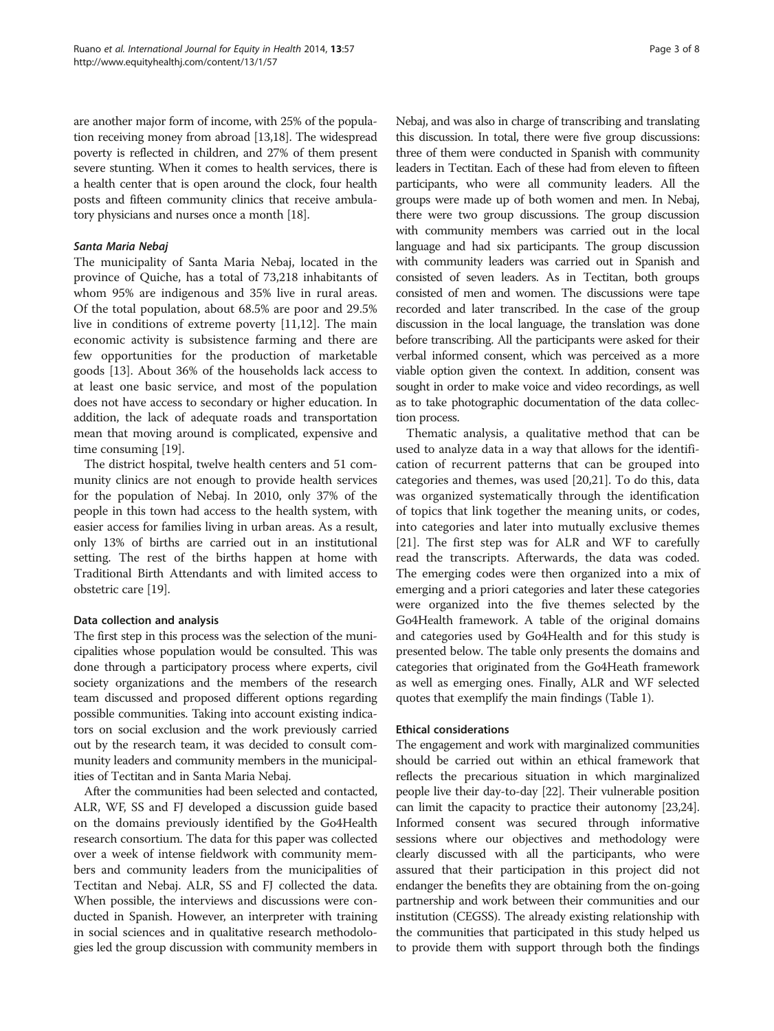are another major form of income, with 25% of the population receiving money from abroad [13,18]. The widespread poverty is reflected in children, and 27% of them present severe stunting. When it comes to health services, there is a health center that is open around the clock, four health posts and fifteen community clinics that receive ambulatory physicians and nurses once a month [18].

#### *Santa Maria Nebaj*

The municipality of Santa Maria Nebaj, located in the province of Quiche, has a total of 73,218 inhabitants of whom 95% are indigenous and 35% live in rural areas. Of the total population, about 68.5% are poor and 29.5% live in conditions of extreme poverty [11,12]. The main economic activity is subsistence farming and there are few opportunities for the production of marketable goods [13]. About 36% of the households lack access to at least one basic service, and most of the population does not have access to secondary or higher education. In addition, the lack of adequate roads and transportation mean that moving around is complicated, expensive and time consuming [19].

The district hospital, twelve health centers and 51 community clinics are not enough to provide health services for the population of Nebaj. In 2010, only 37% of the people in this town had access to the health system, with easier access for families living in urban areas. As a result, only 13% of births are carried out in an institutional setting. The rest of the births happen at home with Traditional Birth Attendants and with limited access to obstetric care [19].

### Data collection and analysis

The first step in this process was the selection of the municipalities whose population would be consulted. This was done through a participatory process where experts, civil society organizations and the members of the research team discussed and proposed different options regarding possible communities. Taking into account existing indicators on social exclusion and the work previously carried out by the research team, it was decided to consult community leaders and community members in the municipalities of Tectitan and in Santa Maria Nebaj.

After the communities had been selected and contacted, ALR, WF, SS and FJ developed a discussion guide based on the domains previously identified by the Go4Health research consortium. The data for this paper was collected over a week of intense fieldwork with community members and community leaders from the municipalities of Tectitan and Nebaj. ALR, SS and FJ collected the data. When possible, the interviews and discussions were conducted in Spanish. However, an interpreter with training in social sciences and in qualitative research methodologies led the group discussion with community members in Nebaj, and was also in charge of transcribing and translating this discussion. In total, there were five group discussions: three of them were conducted in Spanish with community leaders in Tectitan. Each of these had from eleven to fifteen participants, who were all community leaders. All the groups were made up of both women and men. In Nebaj, there were two group discussions. The group discussion with community members was carried out in the local language and had six participants. The group discussion with community leaders was carried out in Spanish and consisted of seven leaders. As in Tectitan, both groups consisted of men and women. The discussions were tape recorded and later transcribed. In the case of the group discussion in the local language, the translation was done before transcribing. All the participants were asked for their verbal informed consent, which was perceived as a more viable option given the context. In addition, consent was sought in order to make voice and video recordings, as well as to take photographic documentation of the data collection process.

Thematic analysis, a qualitative method that can be used to analyze data in a way that allows for the identification of recurrent patterns that can be grouped into categories and themes, was used [20,21]. To do this, data was organized systematically through the identification of topics that link together the meaning units, or codes, into categories and later into mutually exclusive themes [21]. The first step was for ALR and WF to carefully read the transcripts. Afterwards, the data was coded. The emerging codes were then organized into a mix of emerging and a priori categories and later these categories were organized into the five themes selected by the Go4Health framework. A table of the original domains and categories used by Go4Health and for this study is presented below. The table only presents the domains and categories that originated from the Go4Heath framework as well as emerging ones. Finally, ALR and WF selected quotes that exemplify the main findings (Table 1).

### Ethical considerations

The engagement and work with marginalized communities should be carried out within an ethical framework that reflects the precarious situation in which marginalized people live their day-to-day [22]. Their vulnerable position can limit the capacity to practice their autonomy [23,24]. Informed consent was secured through informative sessions where our objectives and methodology were clearly discussed with all the participants, who were assured that their participation in this project did not endanger the benefits they are obtaining from the on-going partnership and work between their communities and our institution (CEGSS). The already existing relationship with the communities that participated in this study helped us to provide them with support through both the findings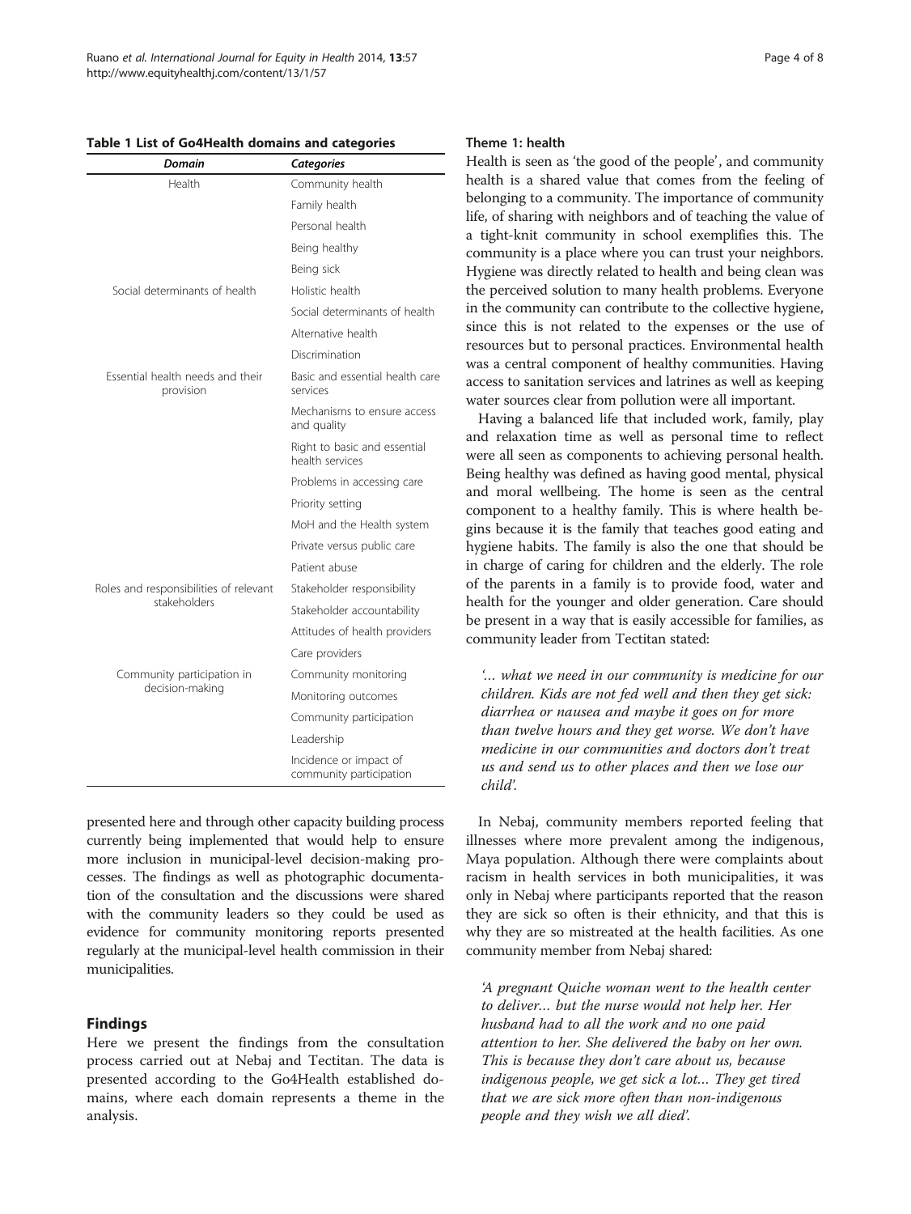**Table 1 List of Go4Health domains and categories**

| Domain | Categories |
|---|---|
| Health | Community health |
| | Family health |
| | Personal health |
| | Being healthy |
| | Being sick |
| Social determinants of health | Holistic health |
| | Social determinants of health |
| | Alternative health |
| | Discrimination |
| Essential health needs and their provision | Basic and essential health care services |
| | Mechanisms to ensure access and quality |
| | Right to basic and essential health services |
| | Problems in accessing care |
| | Priority setting |
| | MoH and the Health system |
| | Private versus public care |
| | Patient abuse |
| Roles and responsibilities of relevant stakeholders | Stakeholder responsibility |
| | Stakeholder accountability |
| | Attitudes of health providers |
| | Care providers |
| Community participation in decision-making | Community monitoring |
| | Monitoring outcomes |
| | Community participation |
| | Leadership |
| | Incidence or impact of community participation |

presented here and through other capacity building process currently being implemented that would help to ensure more inclusion in municipal-level decision-making processes. The findings as well as photographic documentation of the consultation and the discussions were shared with the community leaders so they could be used as evidence for community monitoring reports presented regularly at the municipal-level health commission in their municipalities.

## Findings

Here we present the findings from the consultation process carried out at Nebaj and Tectitan. The data is presented according to the Go4Health established domains, where each domain represents a theme in the analysis.

### Theme 1: health

Health is seen as 'the good of the people', and community health is a shared value that comes from the feeling of belonging to a community. The importance of community life, of sharing with neighbors and of teaching the value of a tight-knit community in school exemplifies this. The community is a place where you can trust your neighbors. Hygiene was directly related to health and being clean was the perceived solution to many health problems. Everyone in the community can contribute to the collective hygiene, since this is not related to the expenses or the use of resources but to personal practices. Environmental health was a central component of healthy communities. Having access to sanitation services and latrines as well as keeping water sources clear from pollution were all important.

Having a balanced life that included work, family, play and relaxation time as well as personal time to reflect were all seen as components to achieving personal health. Being healthy was defined as having good mental, physical and moral wellbeing. The home is seen as the central component to a healthy family. This is where health begins because it is the family that teaches good eating and hygiene habits. The family is also the one that should be in charge of caring for children and the elderly. The role of the parents in a family is to provide food, water and health for the younger and older generation. Care should be present in a way that is easily accessible for families, as community leader from Tectitan stated:

> *'… what we need in our community is medicine for our children. Kids are not fed well and then they get sick: diarrhea or nausea and maybe it goes on for more than twelve hours and they get worse. We don't have medicine in our communities and doctors don't treat us and send us to other places and then we lose our child'.*

In Nebaj, community members reported feeling that illnesses where more prevalent among the indigenous, Maya population. Although there were complaints about racism in health services in both municipalities, it was only in Nebaj where participants reported that the reason they are sick so often is their ethnicity, and that this is why they are so mistreated at the health facilities. As one community member from Nebaj shared:

> *'A pregnant Quiche woman went to the health center to deliver… but the nurse would not help her. Her husband had to all the work and no one paid attention to her. She delivered the baby on her own. This is because they don't care about us, because indigenous people, we get sick a lot… They get tired that we are sick more often than non-indigenous people and they wish we all died'.*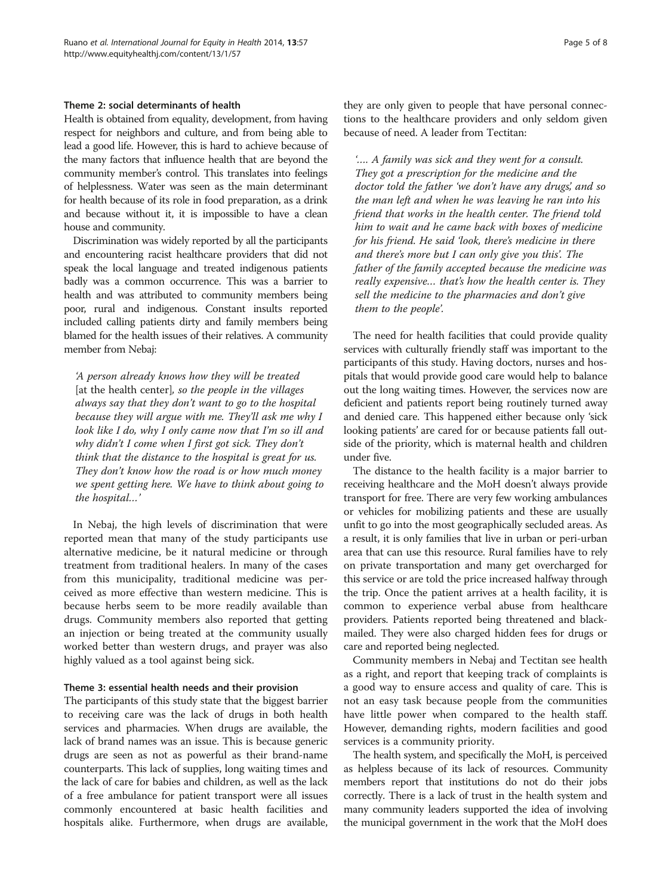#### Theme 2: social determinants of health

Health is obtained from equality, development, from having respect for neighbors and culture, and from being able to lead a good life. However, this is hard to achieve because of the many factors that influence health that are beyond the community member's control. This translates into feelings of helplessness. Water was seen as the main determinant for health because of its role in food preparation, as a drink and because without it, it is impossible to have a clean house and community.

Discrimination was widely reported by all the participants and encountering racist healthcare providers that did not speak the local language and treated indigenous patients badly was a common occurrence. This was a barrier to health and was attributed to community members being poor, rural and indigenous. Constant insults reported included calling patients dirty and family members being blamed for the health issues of their relatives. A community member from Nebaj:

> *'A person already knows how they will be treated* [at the health center]*, so the people in the villages always say that they don't want to go to the hospital because they will argue with me. They'll ask me why I look like I do, why I only came now that I'm so ill and why didn't I come when I first got sick. They don't think that the distance to the hospital is great for us. They don't know how the road is or how much money we spent getting here. We have to think about going to the hospital…'*

In Nebaj, the high levels of discrimination that were reported mean that many of the study participants use alternative medicine, be it natural medicine or through treatment from traditional healers. In many of the cases from this municipality, traditional medicine was perceived as more effective than western medicine. This is because herbs seem to be more readily available than drugs. Community members also reported that getting an injection or being treated at the community usually worked better than western drugs, and prayer was also highly valued as a tool against being sick.

#### Theme 3: essential health needs and their provision

The participants of this study state that the biggest barrier to receiving care was the lack of drugs in both health services and pharmacies. When drugs are available, the lack of brand names was an issue. This is because generic drugs are seen as not as powerful as their brand-name counterparts. This lack of supplies, long waiting times and the lack of care for babies and children, as well as the lack of a free ambulance for patient transport were all issues commonly encountered at basic health facilities and hospitals alike. Furthermore, when drugs are available, they are only given to people that have personal connections to the healthcare providers and only seldom given because of need. A leader from Tectitan:

> *'…. A family was sick and they went for a consult. They got a prescription for the medicine and the doctor told the father 'we don't have any drugs', and so the man left and when he was leaving he ran into his friend that works in the health center. The friend told him to wait and he came back with boxes of medicine for his friend. He said 'look, there's medicine in there and there's more but I can only give you this'. The father of the family accepted because the medicine was really expensive… that's how the health center is. They sell the medicine to the pharmacies and don't give them to the people'.*

The need for health facilities that could provide quality services with culturally friendly staff was important to the participants of this study. Having doctors, nurses and hospitals that would provide good care would help to balance out the long waiting times. However, the services now are deficient and patients report being routinely turned away and denied care. This happened either because only 'sick looking patients' are cared for or because patients fall outside of the priority, which is maternal health and children under five.

The distance to the health facility is a major barrier to receiving healthcare and the MoH doesn't always provide transport for free. There are very few working ambulances or vehicles for mobilizing patients and these are usually unfit to go into the most geographically secluded areas. As a result, it is only families that live in urban or peri-urban area that can use this resource. Rural families have to rely on private transportation and many get overcharged for this service or are told the price increased halfway through the trip. Once the patient arrives at a health facility, it is common to experience verbal abuse from healthcare providers. Patients reported being threatened and blackmailed. They were also charged hidden fees for drugs or care and reported being neglected.

Community members in Nebaj and Tectitan see health as a right, and report that keeping track of complaints is a good way to ensure access and quality of care. This is not an easy task because people from the communities have little power when compared to the health staff. However, demanding rights, modern facilities and good services is a community priority.

The health system, and specifically the MoH, is perceived as helpless because of its lack of resources. Community members report that institutions do not do their jobs correctly. There is a lack of trust in the health system and many community leaders supported the idea of involving the municipal government in the work that the MoH does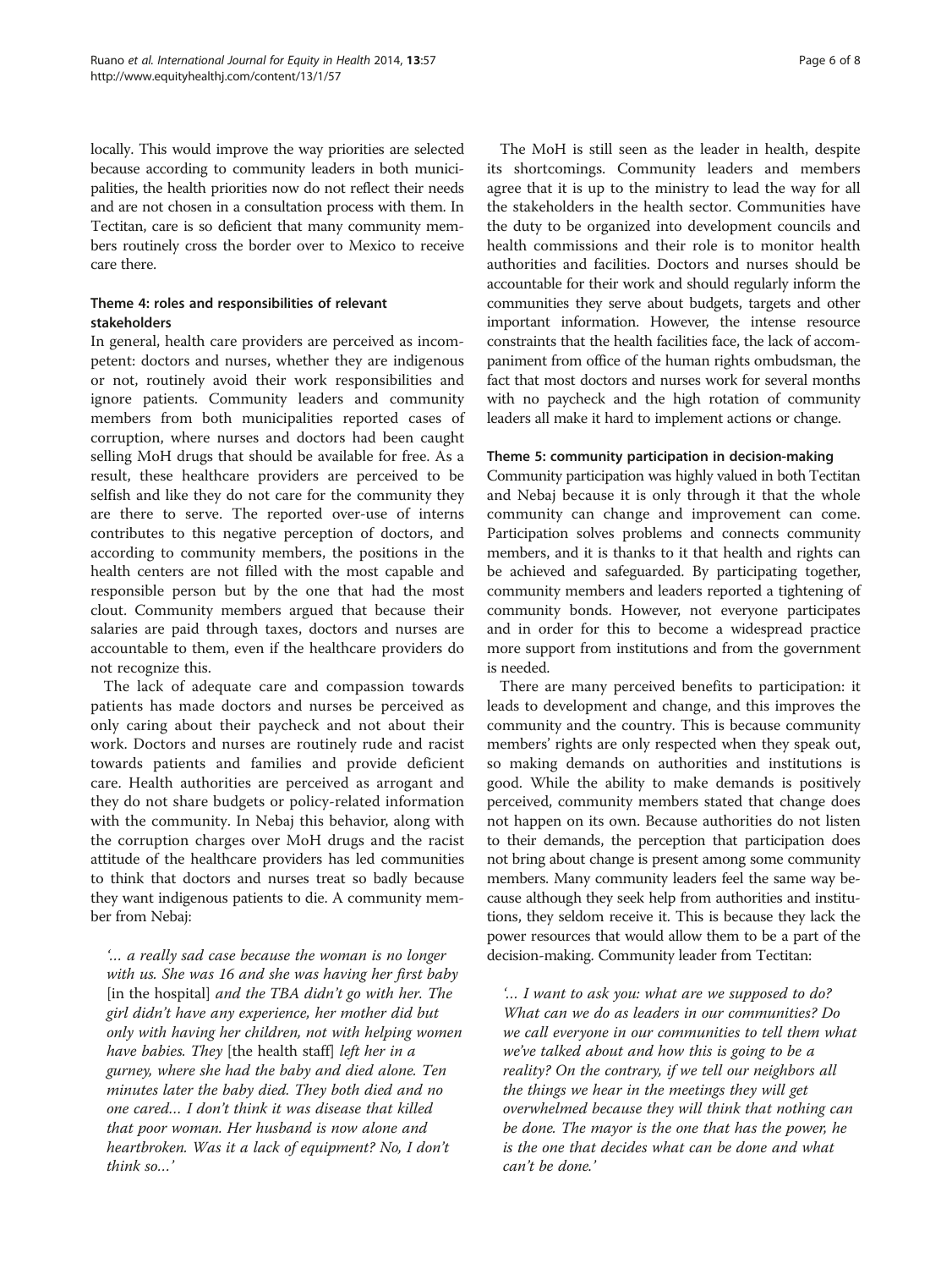locally. This would improve the way priorities are selected because according to community leaders in both municipalities, the health priorities now do not reflect their needs and are not chosen in a consultation process with them. In Tectitan, care is so deficient that many community members routinely cross the border over to Mexico to receive care there.

### Theme 4: roles and responsibilities of relevant stakeholders

In general, health care providers are perceived as incompetent: doctors and nurses, whether they are indigenous or not, routinely avoid their work responsibilities and ignore patients. Community leaders and community members from both municipalities reported cases of corruption, where nurses and doctors had been caught selling MoH drugs that should be available for free. As a result, these healthcare providers are perceived to be selfish and like they do not care for the community they are there to serve. The reported over-use of interns contributes to this negative perception of doctors, and according to community members, the positions in the health centers are not filled with the most capable and responsible person but by the one that had the most clout. Community members argued that because their salaries are paid through taxes, doctors and nurses are accountable to them, even if the healthcare providers do not recognize this.

The lack of adequate care and compassion towards patients has made doctors and nurses be perceived as only caring about their paycheck and not about their work. Doctors and nurses are routinely rude and racist towards patients and families and provide deficient care. Health authorities are perceived as arrogant and they do not share budgets or policy-related information with the community. In Nebaj this behavior, along with the corruption charges over MoH drugs and the racist attitude of the healthcare providers has led communities to think that doctors and nurses treat so badly because they want indigenous patients to die. A community member from Nebaj:

> *'… a really sad case because the woman is no longer with us. She was 16 and she was having her first baby* [in the hospital] *and the TBA didn't go with her. The girl didn't have any experience, her mother did but only with having her children, not with helping women have babies. They* [the health staff] *left her in a gurney, where she had the baby and died alone. Ten minutes later the baby died. They both died and no one cared… I don't think it was disease that killed that poor woman. Her husband is now alone and heartbroken. Was it a lack of equipment? No, I don't think so…'*

The MoH is still seen as the leader in health, despite its shortcomings. Community leaders and members agree that it is up to the ministry to lead the way for all the stakeholders in the health sector. Communities have the duty to be organized into development councils and health commissions and their role is to monitor health authorities and facilities. Doctors and nurses should be accountable for their work and should regularly inform the communities they serve about budgets, targets and other important information. However, the intense resource constraints that the health facilities face, the lack of accompaniment from office of the human rights ombudsman, the fact that most doctors and nurses work for several months with no paycheck and the high rotation of community leaders all make it hard to implement actions or change.

### Theme 5: community participation in decision-making

Community participation was highly valued in both Tectitan and Nebaj because it is only through it that the whole community can change and improvement can come. Participation solves problems and connects community members, and it is thanks to it that health and rights can be achieved and safeguarded. By participating together, community members and leaders reported a tightening of community bonds. However, not everyone participates and in order for this to become a widespread practice more support from institutions and from the government is needed.

There are many perceived benefits to participation: it leads to development and change, and this improves the community and the country. This is because community members' rights are only respected when they speak out, so making demands on authorities and institutions is good. While the ability to make demands is positively perceived, community members stated that change does not happen on its own. Because authorities do not listen to their demands, the perception that participation does not bring about change is present among some community members. Many community leaders feel the same way because although they seek help from authorities and institutions, they seldom receive it. This is because they lack the power resources that would allow them to be a part of the decision-making. Community leader from Tectitan:

> *'… I want to ask you: what are we supposed to do? What can we do as leaders in our communities? Do we call everyone in our communities to tell them what we've talked about and how this is going to be a reality? On the contrary, if we tell our neighbors all the things we hear in the meetings they will get overwhelmed because they will think that nothing can be done. The mayor is the one that has the power, he is the one that decides what can be done and what can't be done.'*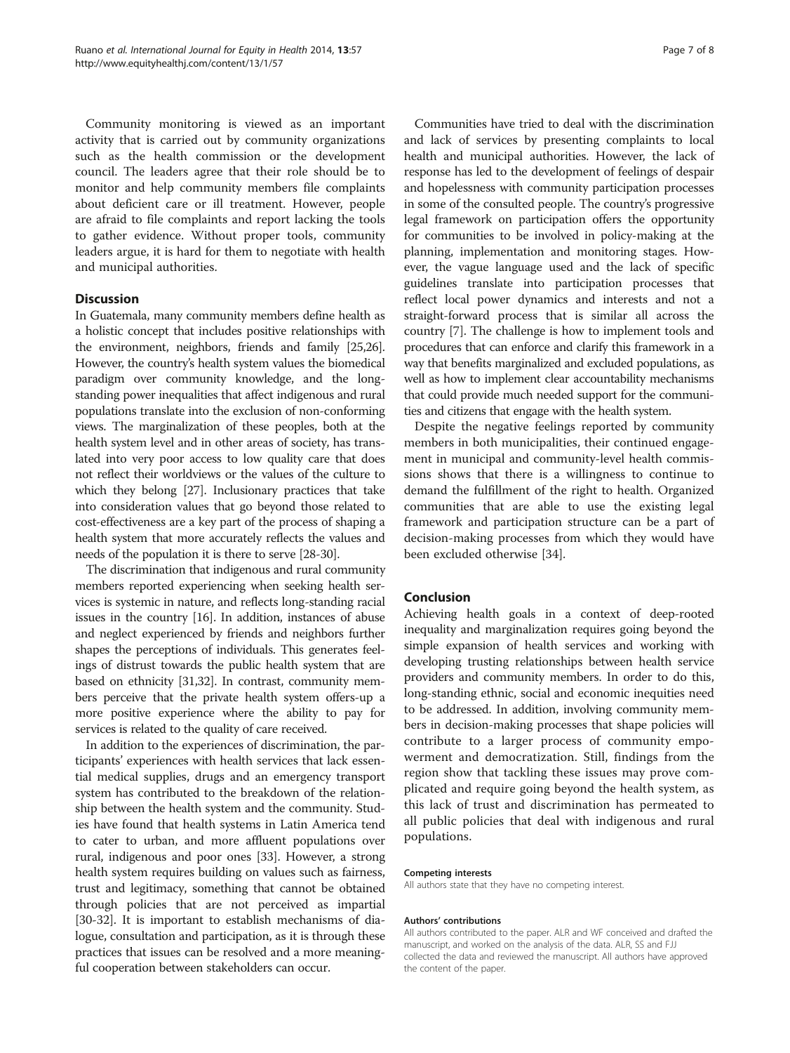Community monitoring is viewed as an important activity that is carried out by community organizations such as the health commission or the development council. The leaders agree that their role should be to monitor and help community members file complaints about deficient care or ill treatment. However, people are afraid to file complaints and report lacking the tools to gather evidence. Without proper tools, community leaders argue, it is hard for them to negotiate with health and municipal authorities.

## Discussion

In Guatemala, many community members define health as a holistic concept that includes positive relationships with the environment, neighbors, friends and family [25,26]. However, the country's health system values the biomedical paradigm over community knowledge, and the long-standing power inequalities that affect indigenous and rural populations translate into the exclusion of non-conforming views. The marginalization of these peoples, both at the health system level and in other areas of society, has translated into very poor access to low quality care that does not reflect their worldviews or the values of the culture to which they belong [27]. Inclusionary practices that take into consideration values that go beyond those related to cost-effectiveness are a key part of the process of shaping a health system that more accurately reflects the values and needs of the population it is there to serve [28-30].

The discrimination that indigenous and rural community members reported experiencing when seeking health services is systemic in nature, and reflects long-standing racial issues in the country [16]. In addition, instances of abuse and neglect experienced by friends and neighbors further shapes the perceptions of individuals. This generates feelings of distrust towards the public health system that are based on ethnicity [31,32]. In contrast, community members perceive that the private health system offers-up a more positive experience where the ability to pay for services is related to the quality of care received.

In addition to the experiences of discrimination, the participants' experiences with health services that lack essential medical supplies, drugs and an emergency transport system has contributed to the breakdown of the relationship between the health system and the community. Studies have found that health systems in Latin America tend to cater to urban, and more affluent populations over rural, indigenous and poor ones [33]. However, a strong health system requires building on values such as fairness, trust and legitimacy, something that cannot be obtained through policies that are not perceived as impartial [30-32]. It is important to establish mechanisms of dialogue, consultation and participation, as it is through these practices that issues can be resolved and a more meaningful cooperation between stakeholders can occur.

Communities have tried to deal with the discrimination and lack of services by presenting complaints to local health and municipal authorities. However, the lack of response has led to the development of feelings of despair and hopelessness with community participation processes in some of the consulted people. The country's progressive legal framework on participation offers the opportunity for communities to be involved in policy-making at the planning, implementation and monitoring stages. However, the vague language used and the lack of specific guidelines translate into participation processes that reflect local power dynamics and interests and not a straight-forward process that is similar all across the country [7]. The challenge is how to implement tools and procedures that can enforce and clarify this framework in a way that benefits marginalized and excluded populations, as well as how to implement clear accountability mechanisms that could provide much needed support for the communities and citizens that engage with the health system.

Despite the negative feelings reported by community members in both municipalities, their continued engagement in municipal and community-level health commissions shows that there is a willingness to continue to demand the fulfillment of the right to health. Organized communities that are able to use the existing legal framework and participation structure can be a part of decision-making processes from which they would have been excluded otherwise [34].

## Conclusion

Achieving health goals in a context of deep-rooted inequality and marginalization requires going beyond the simple expansion of health services and working with developing trusting relationships between health service providers and community members. In order to do this, long-standing ethnic, social and economic inequities need to be addressed. In addition, involving community members in decision-making processes that shape policies will contribute to a larger process of community empowerment and democratization. Still, findings from the region show that tackling these issues may prove complicated and require going beyond the health system, as this lack of trust and discrimination has permeated to all public policies that deal with indigenous and rural populations.

#### Competing interests

All authors state that they have no competing interest.

#### Authors' contributions

All authors contributed to the paper. ALR and WF conceived and drafted the manuscript, and worked on the analysis of the data. ALR, SS and FJJ collected the data and reviewed the manuscript. All authors have approved the content of the paper.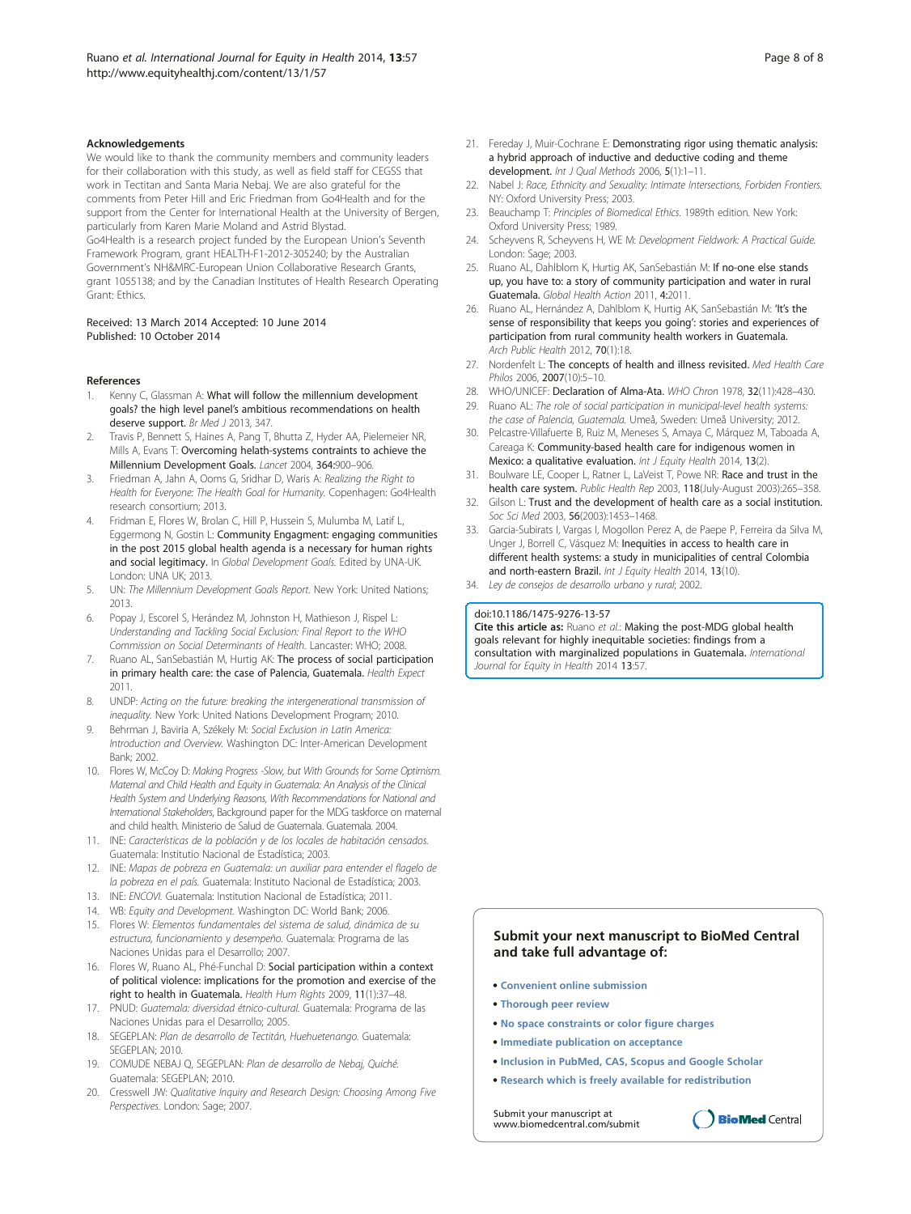## Acknowledgements

We would like to thank the community members and community leaders for their collaboration with this study, as well as field staff for CEGSS that work in Tectitan and Santa Maria Nebaj. We are also grateful for the comments from Peter Hill and Eric Friedman from Go4Health and for the support from the Center for International Health at the University of Bergen, particularly from Karen Marie Moland and Astrid Blystad.

Go4Health is a research project funded by the European Union's Seventh Framework Program, grant HEALTH-F1-2012-305240; by the Australian Government's NH&MRC-European Union Collaborative Research Grants, grant 1055138; and by the Canadian Institutes of Health Research Operating Grant: Ethics.

Received: 13 March 2014 Accepted: 10 June 2014
Published: 10 October 2014

## References

1. Kenny C, Glassman A: **What will follow the millennium development goals? the high level panel's ambitious recommendations on health deserve support.** *Br Med J* 2013, 347.
2. Travis P, Bennett S, Haines A, Pang T, Bhutta Z, Hyder AA, Pielemeier NR, Mills A, Evans T: **Overcoming helath-systems contraints to achieve the Millennium Development Goals.** *Lancet* 2004, **364**:900–906.
3. Friedman A, Jahn A, Ooms G, Sridhar D, Waris A: *Realizing the Right to Health for Everyone: The Health Goal for Humanity.* Copenhagen: Go4Health research consortium; 2013.
4. Fridman E, Flores W, Brolan C, Hill P, Hussein S, Mulumba M, Latif L, Eggermong N, Gostin L: **Community Engagment: engaging communities in the post 2015 global health agenda is a necessary for human rights and social legitimacy.** In *Global Development Goals.* Edited by UNA-UK. London: UNA UK; 2013.
5. UN: *The Millennium Development Goals Report.* New York: United Nations; 2013.
6. Popay J, Escorel S, Herández M, Johnston H, Mathieson J, Rispel L: *Understanding and Tackling Social Exclusion: Final Report to the WHO Commission on Social Determinants of Health.* Lancaster: WHO; 2008.
7. Ruano AL, SanSebastián M, Hurtig AK: **The process of social participation in primary health care: the case of Palencia, Guatemala.** *Health Expect* 2011.
8. UNDP: *Acting on the future: breaking the intergenerational transmission of inequality.* New York: United Nations Development Program; 2010.
9. Behrman J, Baviria A, Székely M: *Social Exclusion in Latin America: Introduction and Overview.* Washington DC: Inter-American Development Bank; 2002.
10. Flores W, McCoy D: *Making Progress -Slow, but With Grounds for Some Optimism. Maternal and Child Health and Equity in Guatemala: An Analysis of the Clinical Health System and Underlying Reasons, With Recommendations for National and International Stakeholders*, Background paper for the MDG taskforce on maternal and child health. Ministerio de Salud de Guatemala. Guatemala. 2004.
11. INE: *Características de la población y de los locales de habitación censados.* Guatemala: Institutio Nacional de Estadística; 2003.
12. INE: *Mapas de pobreza en Guatemala: un auxiliar para entender el flagelo de la pobreza en el país.* Guatemala: Instituto Nacional de Estadística; 2003.
13. INE: *ENCOVI.* Guatemala: Institution Nacional de Estadística; 2011.
14. WB: *Equity and Development.* Washington DC: World Bank; 2006.
15. Flores W: *Elementos fundamentales del sistema de salud, dinámica de su estructura, funcionamiento y desempeño.* Guatemala: Programa de las Naciones Unidas para el Desarrollo; 2007.
16. Flores W, Ruano AL, Phé-Funchal D: **Social participation within a context of political violence: implications for the promotion and exercise of the right to health in Guatemala.** *Health Hum Rights* 2009, 11(1):37–48.
17. PNUD: *Guatemala: diversidad étnico-cultural.* Guatemala: Programa de las Naciones Unidas para el Desarrollo; 2005.
18. SEGEPLAN: *Plan de desarrollo de Tectitán, Huehuetenango.* Guatemala: SEGEPLAN; 2010.
19. COMUDE NEBAJ Q, SEGEPLAN: *Plan de desarrollo de Nebaj, Quiché.* Guatemala: SEGEPLAN; 2010.
20. Cresswell JW: *Qualitative Inquiry and Research Design: Choosing Among Five Perspectives.* London: Sage; 2007.
21. Fereday J, Muir-Cochrane E: **Demonstrating rigor using thematic analysis: a hybrid approach of inductive and deductive coding and theme development.** *Int J Qual Methods* 2006, **5**(1):1–11.
22. Nabel J: *Race, Ethnicity and Sexuality: Intimate Intersections, Forbiden Frontiers.* NY: Oxford University Press; 2003.
23. Beauchamp T: *Principles of Biomedical Ethics.* 1989th edition. New York: Oxford University Press; 1989.
24. Scheyvens R, Scheyvens H, WE M: *Development Fieldwork: A Practical Guide.* London: Sage; 2003.
25. Ruano AL, Dahlblom K, Hurtig AK, SanSebastián M: **If no-one else stands up, you have to: a story of community participation and water in rural Guatemala.** *Global Health Action* 2011, **4**:2011.
26. Ruano AL, Hernández A, Dahlblom K, Hurtig AK, SanSebastián M: **'It's the sense of responsibility that keeps you going': stories and experiences of participation from rural community health workers in Guatemala.** *Arch Public Health* 2012, **70**(1):18.
27. Nordenfelt L: **The concepts of health and illness revisited.** *Med Health Care Philos* 2006, **2007**(10):5–10.
28. WHO/UNICEF: **Declaration of Alma-Ata.** *WHO Chron* 1978, **32**(11):428–430.
29. Ruano AL: *The role of social participation in municipal-level health systems: the case of Palencia, Guatemala.* Umeå, Sweden: Umeå University; 2012.
30. Pelcastre-Villafuerte B, Ruiz M, Meneses S, Amaya C, Márquez M, Taboada A, Careaga K: **Community-based health care for indigenous women in Mexico: a qualitative evaluation.** *Int J Equity Health* 2014, **13**(2).
31. Boulware LE, Cooper L, Ratner L, LaVeist T, Powe NR: **Race and trust in the health care system.** *Public Health Rep* 2003, **118**(July-August 2003):265–358.
32. Gilson L: **Trust and the development of health care as a social institution.** *Soc Sci Med* 2003, **56**(2003):1453–1468.
33. Garcia-Subirats I, Vargas I, Mogollon Perez A, de Paepe P, Ferreira da Silva M, Unger J, Borrell C, Vásquez M: **Inequities in access to health care in different health systems: a study in municipalities of central Colombia and north-eastern Brazil.** *Int J Equity Health* 2014, **13**(10).
34. *Ley de consejos de desarrollo urbano y rural*; 2002.

doi:10.1186/1475-9276-13-57
**Cite this article as:** Ruano *et al.*: Making the post-MDG global health goals relevant for highly inequitable societies: findings from a consultation with marginalized populations in Guatemala. *International Journal for Equity in Health* 2014 **13**:57.

**Submit your next manuscript to BioMed Central and take full advantage of:**

- **Convenient online submission**
- **Thorough peer review**
- **No space constraints or color figure charges**
- **Immediate publication on acceptance**
- **Inclusion in PubMed, CAS, Scopus and Google Scholar**
- **Research which is freely available for redistribution**

Submit your manuscript at
www.biomedcentral.com/submit